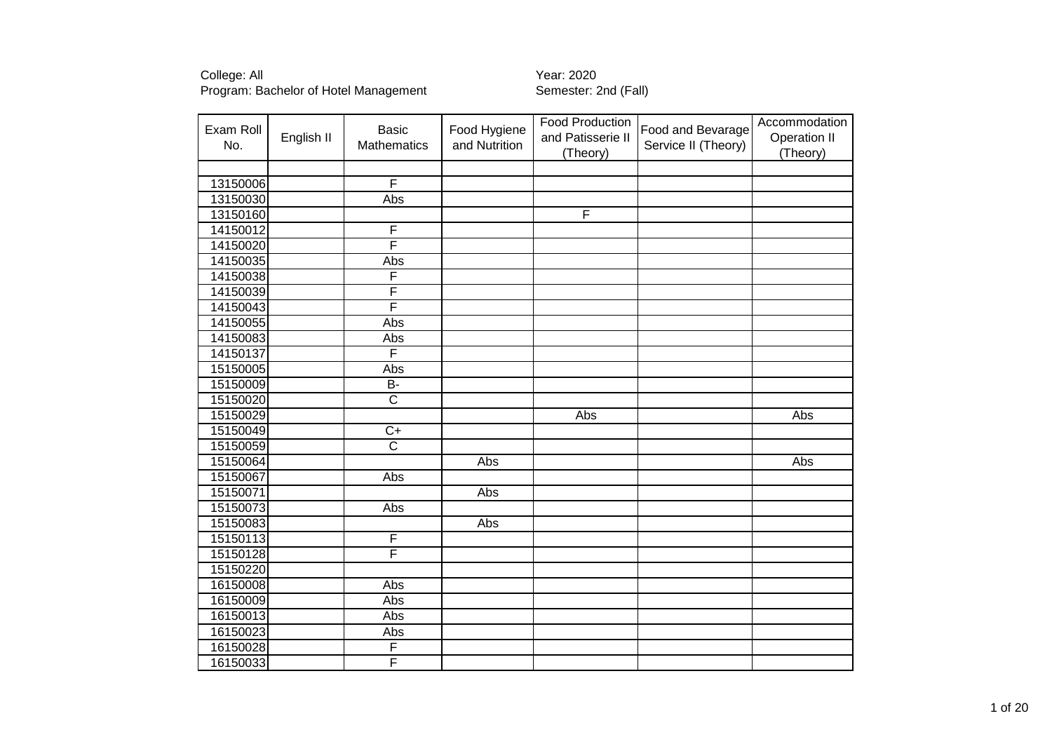College: All
Program: Bachelor of Hotel Management

Year: 2020
Semester: 2nd (Fall)

| Exam Roll No. | English II | Basic Mathematics | Food Hygiene and Nutrition | Food Production and Patisserie II (Theory) | Food and Bevarage Service II (Theory) | Accommodation Operation II (Theory) |
|---|---|---|---|---|---|---|
| | | | | | | |
| 13150006 | | F | | | | |
| 13150030 | | Abs | | | | |
| 13150160 | | | | F | | |
| 14150012 | | F | | | | |
| 14150020 | | F | | | | |
| 14150035 | | Abs | | | | |
| 14150038 | | F | | | | |
| 14150039 | | F | | | | |
| 14150043 | | F | | | | |
| 14150055 | | Abs | | | | |
| 14150083 | | Abs | | | | |
| 14150137 | | F | | | | |
| 15150005 | | Abs | | | | |
| 15150009 | | B- | | | | |
| 15150020 | | C | | | | |
| 15150029 | | | | Abs | | Abs |
| 15150049 | | C+ | | | | |
| 15150059 | | C | | | | |
| 15150064 | | | Abs | | | Abs |
| 15150067 | | Abs | | | | |
| 15150071 | | | Abs | | | |
| 15150073 | | Abs | | | | |
| 15150083 | | | Abs | | | |
| 15150113 | | F | | | | |
| 15150128 | | F | | | | |
| 15150220 | | | | | | |
| 16150008 | | Abs | | | | |
| 16150009 | | Abs | | | | |
| 16150013 | | Abs | | | | |
| 16150023 | | Abs | | | | |
| 16150028 | | F | | | | |
| 16150033 | | F | | | | |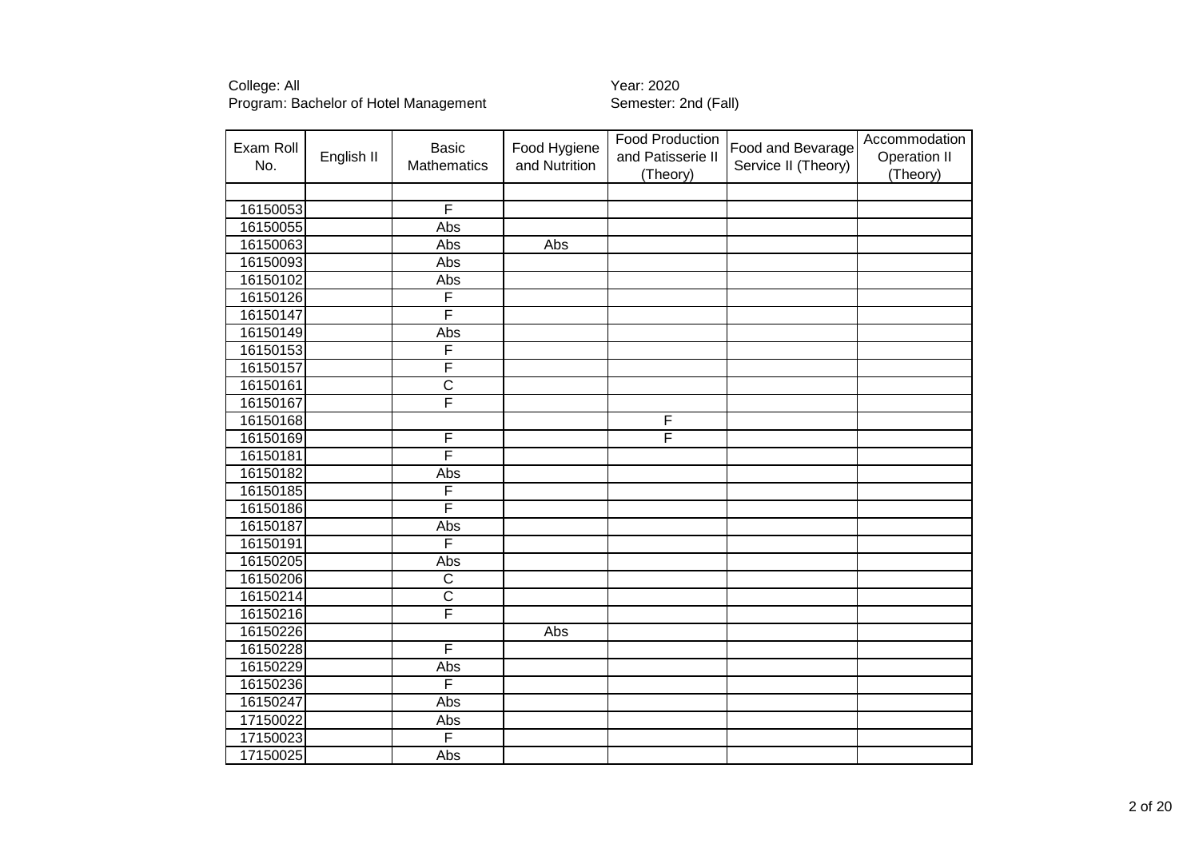College: All
Program: Bachelor of Hotel Management

Year: 2020
Semester: 2nd (Fall)

| Exam Roll No. | English II | Basic Mathematics | Food Hygiene and Nutrition | Food Production and Patisserie II (Theory) | Food and Bevarage Service II (Theory) | Accommodation Operation II (Theory) |
|---|---|---|---|---|---|---|
| | | | | | | |
| 16150053 | | F | | | | |
| 16150055 | | Abs | | | | |
| 16150063 | | Abs | Abs | | | |
| 16150093 | | Abs | | | | |
| 16150102 | | Abs | | | | |
| 16150126 | | F | | | | |
| 16150147 | | F | | | | |
| 16150149 | | Abs | | | | |
| 16150153 | | F | | | | |
| 16150157 | | F | | | | |
| 16150161 | | C | | | | |
| 16150167 | | F | | | | |
| 16150168 | | | | F | | |
| 16150169 | | F | | F | | |
| 16150181 | | F | | | | |
| 16150182 | | Abs | | | | |
| 16150185 | | F | | | | |
| 16150186 | | F | | | | |
| 16150187 | | Abs | | | | |
| 16150191 | | F | | | | |
| 16150205 | | Abs | | | | |
| 16150206 | | C | | | | |
| 16150214 | | C | | | | |
| 16150216 | | F | | | | |
| 16150226 | | | Abs | | | |
| 16150228 | | F | | | | |
| 16150229 | | Abs | | | | |
| 16150236 | | F | | | | |
| 16150247 | | Abs | | | | |
| 17150022 | | Abs | | | | |
| 17150023 | | F | | | | |
| 17150025 | | Abs | | | | |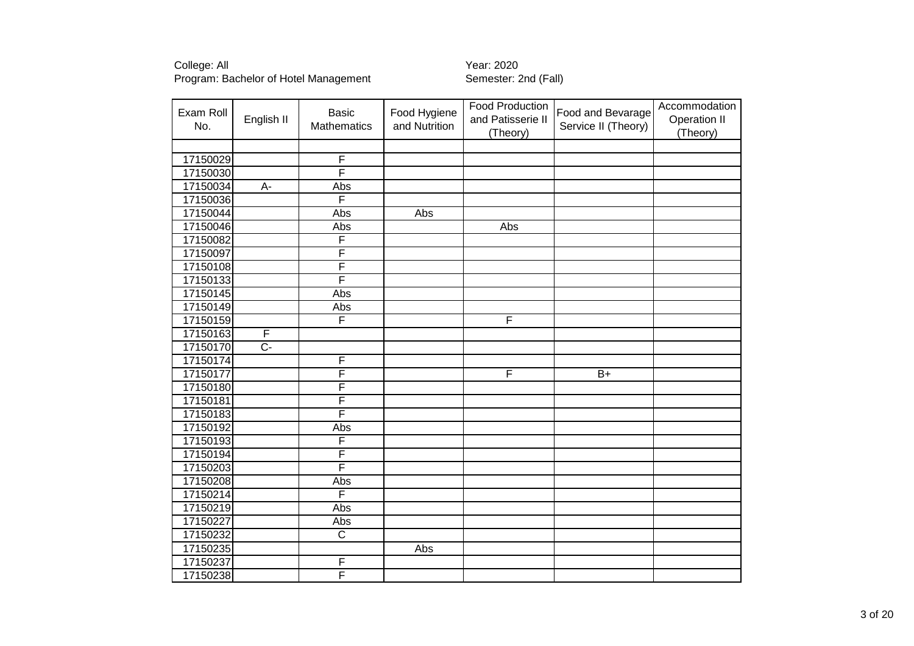College: All
Program: Bachelor of Hotel Management

Year: 2020
Semester: 2nd (Fall)

| Exam Roll No. | English II | Basic Mathematics | Food Hygiene and Nutrition | Food Production and Patisserie II (Theory) | Food and Bevarage Service II (Theory) | Accommodation Operation II (Theory) |
|---|---|---|---|---|---|---|
| | | | | | | |
| 17150029 | | F | | | | |
| 17150030 | | F | | | | |
| 17150034 | A- | Abs | | | | |
| 17150036 | | F | | | | |
| 17150044 | | Abs | Abs | | | |
| 17150046 | | Abs | | Abs | | |
| 17150082 | | F | | | | |
| 17150097 | | F | | | | |
| 17150108 | | F | | | | |
| 17150133 | | F | | | | |
| 17150145 | | Abs | | | | |
| 17150149 | | Abs | | | | |
| 17150159 | | F | | F | | |
| 17150163 | F | | | | | |
| 17150170 | C- | | | | | |
| 17150174 | | F | | | | |
| 17150177 | | F | | F | B+ | |
| 17150180 | | F | | | | |
| 17150181 | | F | | | | |
| 17150183 | | F | | | | |
| 17150192 | | Abs | | | | |
| 17150193 | | F | | | | |
| 17150194 | | F | | | | |
| 17150203 | | F | | | | |
| 17150208 | | Abs | | | | |
| 17150214 | | F | | | | |
| 17150219 | | Abs | | | | |
| 17150227 | | Abs | | | | |
| 17150232 | | C | | | | |
| 17150235 | | | Abs | | | |
| 17150237 | | F | | | | |
| 17150238 | | F | | | | |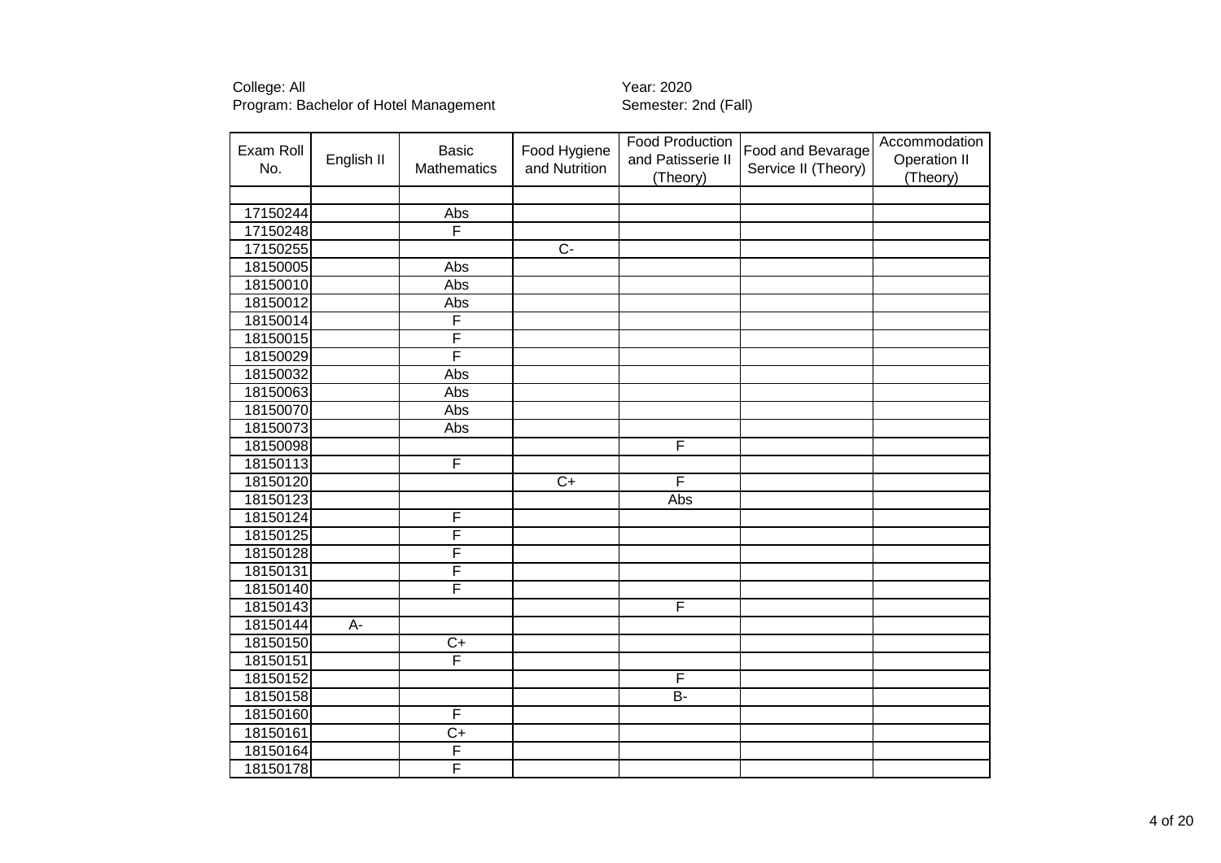College: All
Program: Bachelor of Hotel Management

Year: 2020
Semester: 2nd (Fall)

| Exam Roll No. | English II | Basic Mathematics | Food Hygiene and Nutrition | Food Production and Patisserie II (Theory) | Food and Bevarage Service II (Theory) | Accommodation Operation II (Theory) |
|---|---|---|---|---|---|---|
| | | | | | | |
| 17150244 | | Abs | | | | |
| 17150248 | | F | | | | |
| 17150255 | | | C- | | | |
| 18150005 | | Abs | | | | |
| 18150010 | | Abs | | | | |
| 18150012 | | Abs | | | | |
| 18150014 | | F | | | | |
| 18150015 | | F | | | | |
| 18150029 | | F | | | | |
| 18150032 | | Abs | | | | |
| 18150063 | | Abs | | | | |
| 18150070 | | Abs | | | | |
| 18150073 | | Abs | | | | |
| 18150098 | | | | F | | |
| 18150113 | | F | | | | |
| 18150120 | | | C+ | F | | |
| 18150123 | | | | Abs | | |
| 18150124 | | F | | | | |
| 18150125 | | F | | | | |
| 18150128 | | F | | | | |
| 18150131 | | F | | | | |
| 18150140 | | F | | | | |
| 18150143 | | | | F | | |
| 18150144 | A- | | | | | |
| 18150150 | | C+ | | | | |
| 18150151 | | F | | | | |
| 18150152 | | | | F | | |
| 18150158 | | | | B- | | |
| 18150160 | | F | | | | |
| 18150161 | | C+ | | | | |
| 18150164 | | F | | | | |
| 18150178 | | F | | | | |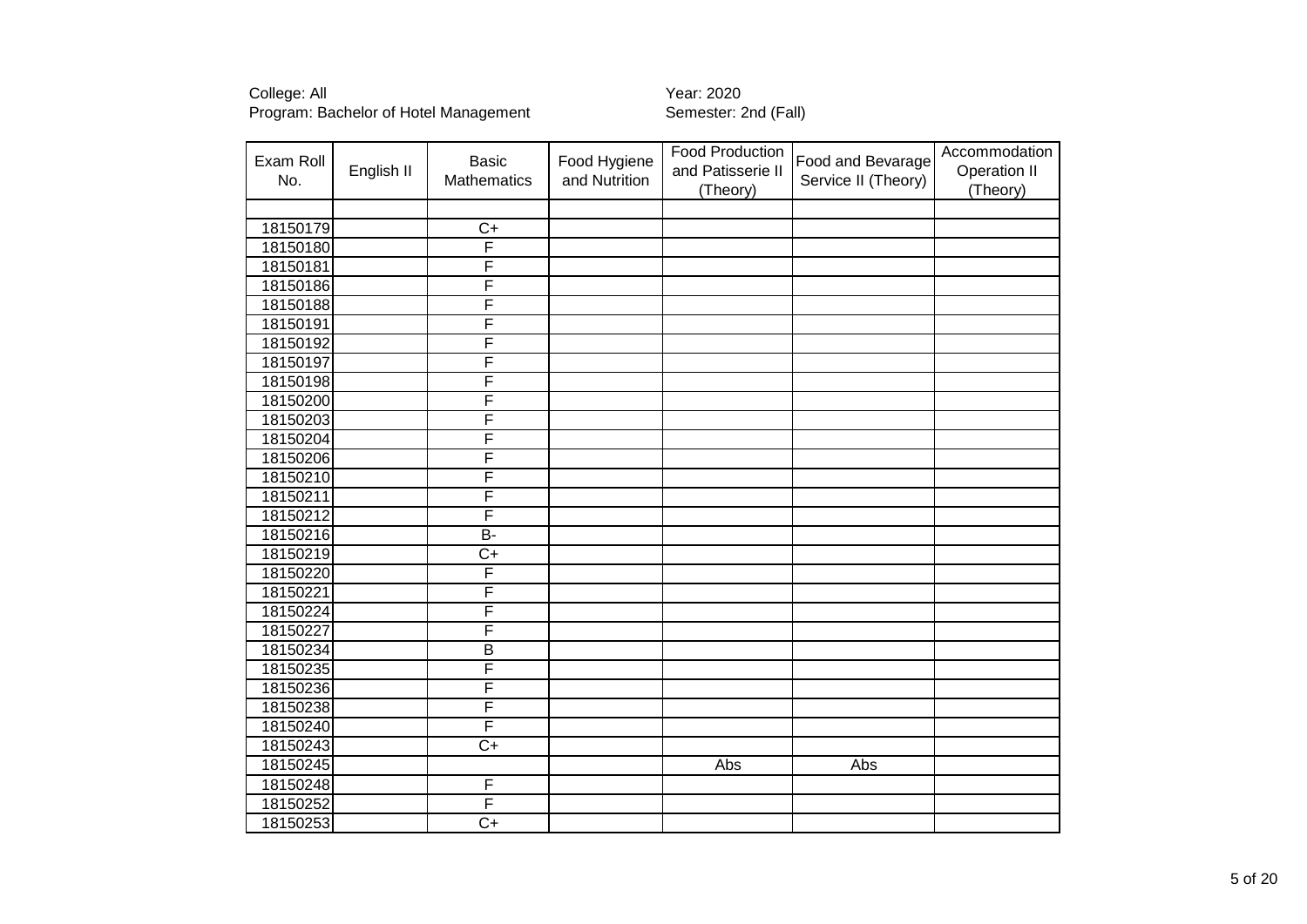College: All
Program: Bachelor of Hotel Management

Year: 2020
Semester: 2nd (Fall)

| Exam Roll No. | English II | Basic Mathematics | Food Hygiene and Nutrition | Food Production and Patisserie II (Theory) | Food and Bevarage Service II (Theory) | Accommodation Operation II (Theory) |
|---|---|---|---|---|---|---|
| | | | | | | |
| 18150179 | | C+ | | | | |
| 18150180 | | F | | | | |
| 18150181 | | F | | | | |
| 18150186 | | F | | | | |
| 18150188 | | F | | | | |
| 18150191 | | F | | | | |
| 18150192 | | F | | | | |
| 18150197 | | F | | | | |
| 18150198 | | F | | | | |
| 18150200 | | F | | | | |
| 18150203 | | F | | | | |
| 18150204 | | F | | | | |
| 18150206 | | F | | | | |
| 18150210 | | F | | | | |
| 18150211 | | F | | | | |
| 18150212 | | F | | | | |
| 18150216 | | B- | | | | |
| 18150219 | | C+ | | | | |
| 18150220 | | F | | | | |
| 18150221 | | F | | | | |
| 18150224 | | F | | | | |
| 18150227 | | F | | | | |
| 18150234 | | B | | | | |
| 18150235 | | F | | | | |
| 18150236 | | F | | | | |
| 18150238 | | F | | | | |
| 18150240 | | F | | | | |
| 18150243 | | C+ | | | | |
| 18150245 | | | | Abs | Abs | |
| 18150248 | | F | | | | |
| 18150252 | | F | | | | |
| 18150253 | | C+ | | | | |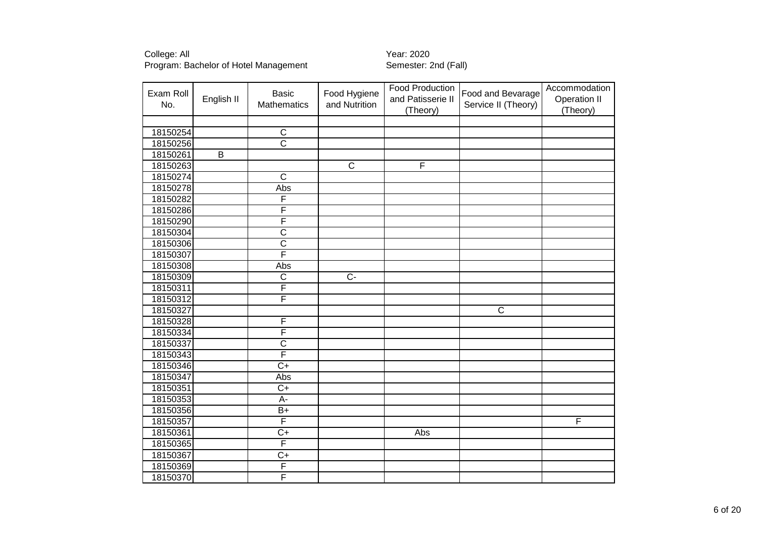College: All
Program: Bachelor of Hotel Management

Year: 2020
Semester: 2nd (Fall)

| Exam Roll No. | English II | Basic Mathematics | Food Hygiene and Nutrition | Food Production and Patisserie II (Theory) | Food and Bevarage Service II (Theory) | Accommodation Operation II (Theory) |
|---|---|---|---|---|---|---|
| | | | | | | |
| 18150254 | | C | | | | |
| 18150256 | | C | | | | |
| 18150261 | B | | | | | |
| 18150263 | | | C | F | | |
| 18150274 | | C | | | | |
| 18150278 | | Abs | | | | |
| 18150282 | | F | | | | |
| 18150286 | | F | | | | |
| 18150290 | | F | | | | |
| 18150304 | | C | | | | |
| 18150306 | | C | | | | |
| 18150307 | | F | | | | |
| 18150308 | | Abs | | | | |
| 18150309 | | C | C- | | | |
| 18150311 | | F | | | | |
| 18150312 | | F | | | | |
| 18150327 | | | | | C | |
| 18150328 | | F | | | | |
| 18150334 | | F | | | | |
| 18150337 | | C | | | | |
| 18150343 | | F | | | | |
| 18150346 | | C+ | | | | |
| 18150347 | | Abs | | | | |
| 18150351 | | C+ | | | | |
| 18150353 | | A- | | | | |
| 18150356 | | B+ | | | | |
| 18150357 | | F | | | | F |
| 18150361 | | C+ | | Abs | | |
| 18150365 | | F | | | | |
| 18150367 | | C+ | | | | |
| 18150369 | | F | | | | |
| 18150370 | | F | | | | |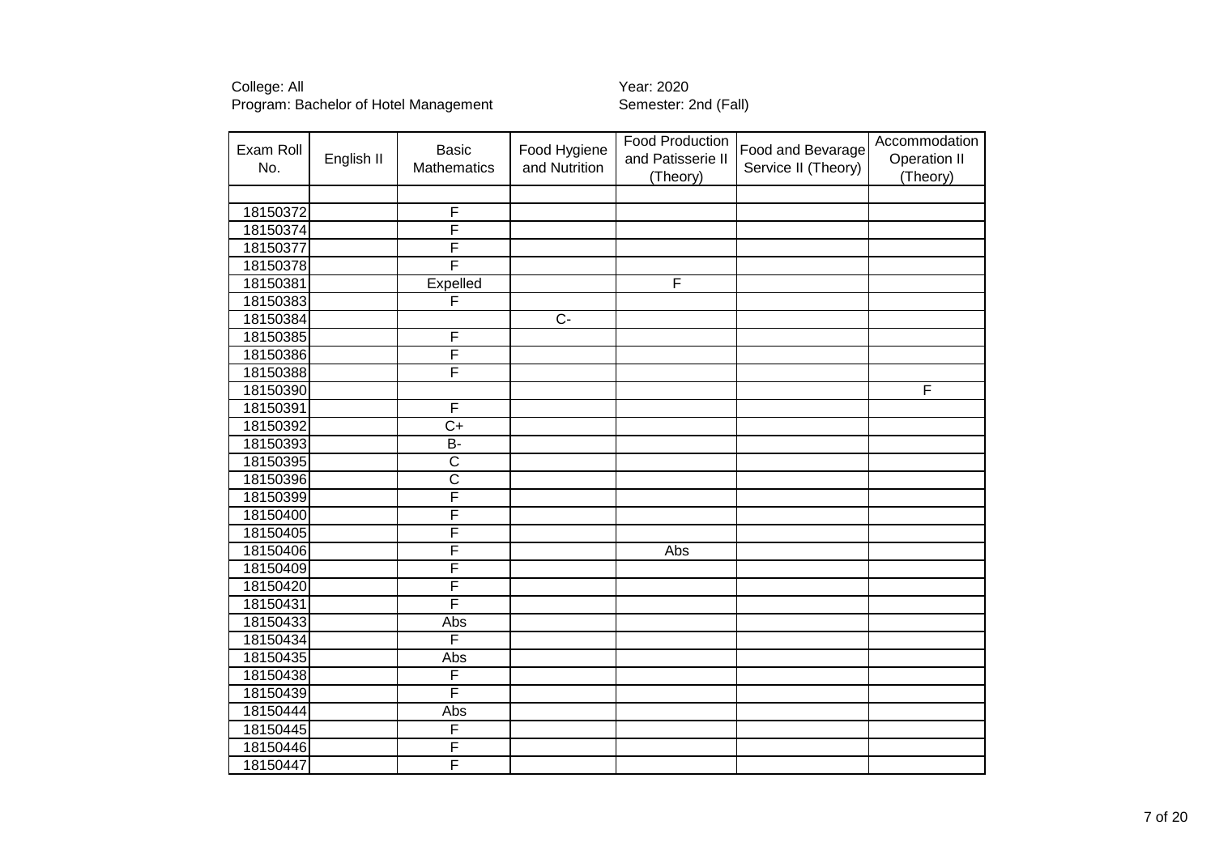College: All
Program: Bachelor of Hotel Management

Year: 2020
Semester: 2nd (Fall)

| Exam Roll No. | English II | Basic Mathematics | Food Hygiene and Nutrition | Food Production and Patisserie II (Theory) | Food and Bevarage Service II (Theory) | Accommodation Operation II (Theory) |
|---|---|---|---|---|---|---|
| | | | | | | |
| 18150372 | | F | | | | |
| 18150374 | | F | | | | |
| 18150377 | | F | | | | |
| 18150378 | | F | | | | |
| 18150381 | | Expelled | | F | | |
| 18150383 | | F | | | | |
| 18150384 | | | C- | | | |
| 18150385 | | F | | | | |
| 18150386 | | F | | | | |
| 18150388 | | F | | | | |
| 18150390 | | | | | | F |
| 18150391 | | F | | | | |
| 18150392 | | C+ | | | | |
| 18150393 | | B- | | | | |
| 18150395 | | C | | | | |
| 18150396 | | C | | | | |
| 18150399 | | F | | | | |
| 18150400 | | F | | | | |
| 18150405 | | F | | | | |
| 18150406 | | F | | Abs | | |
| 18150409 | | F | | | | |
| 18150420 | | F | | | | |
| 18150431 | | F | | | | |
| 18150433 | | Abs | | | | |
| 18150434 | | F | | | | |
| 18150435 | | Abs | | | | |
| 18150438 | | F | | | | |
| 18150439 | | F | | | | |
| 18150444 | | Abs | | | | |
| 18150445 | | F | | | | |
| 18150446 | | F | | | | |
| 18150447 | | F | | | | |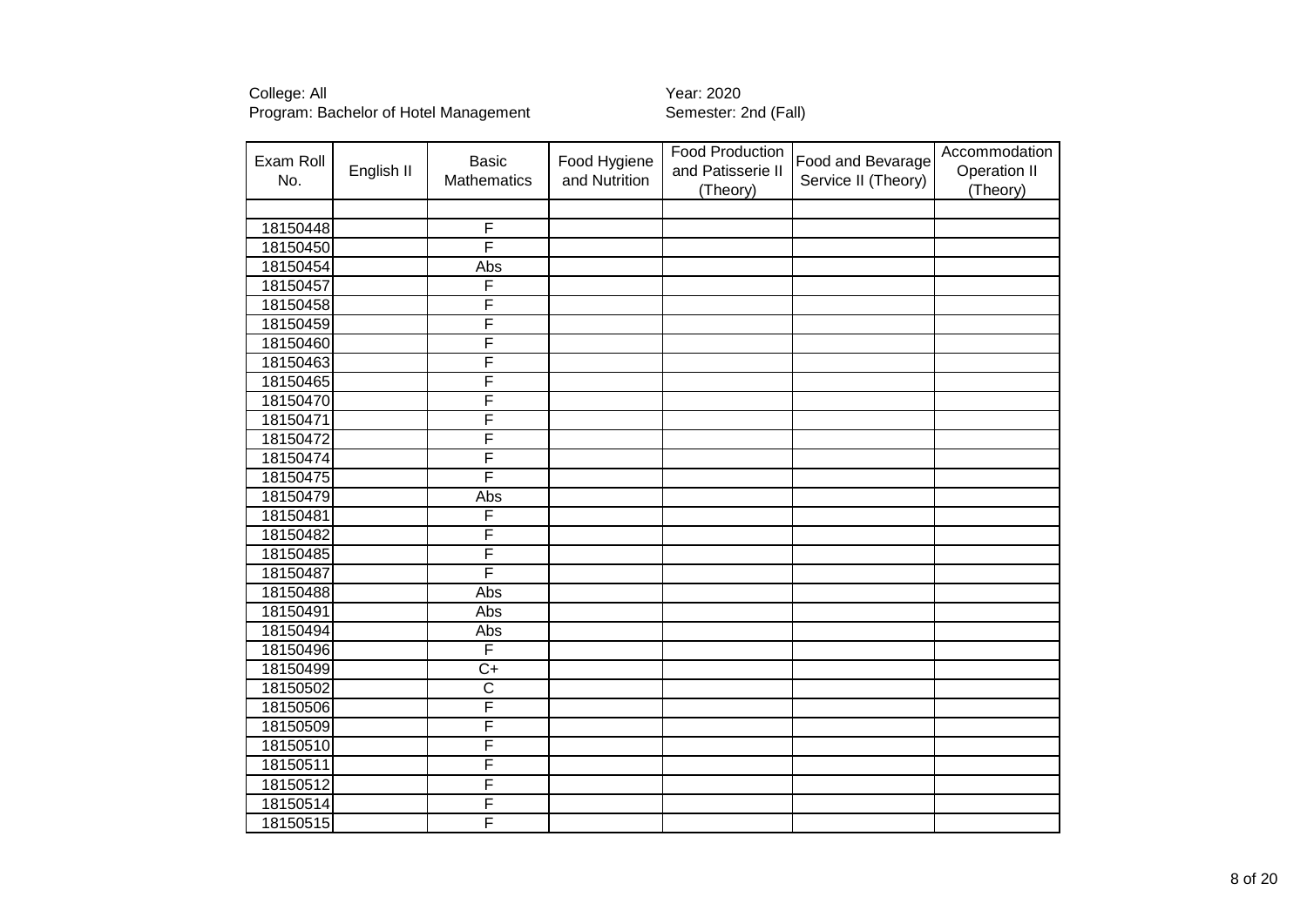College: All
Program: Bachelor of Hotel Management

Year: 2020
Semester: 2nd (Fall)

| Exam Roll No. | English II | Basic Mathematics | Food Hygiene and Nutrition | Food Production and Patisserie II (Theory) | Food and Bevarage Service II (Theory) | Accommodation Operation II (Theory) |
|---|---|---|---|---|---|---|
| | | | | | | |
| 18150448 | | F | | | | |
| 18150450 | | F | | | | |
| 18150454 | | Abs | | | | |
| 18150457 | | F | | | | |
| 18150458 | | F | | | | |
| 18150459 | | F | | | | |
| 18150460 | | F | | | | |
| 18150463 | | F | | | | |
| 18150465 | | F | | | | |
| 18150470 | | F | | | | |
| 18150471 | | F | | | | |
| 18150472 | | F | | | | |
| 18150474 | | F | | | | |
| 18150475 | | F | | | | |
| 18150479 | | Abs | | | | |
| 18150481 | | F | | | | |
| 18150482 | | F | | | | |
| 18150485 | | F | | | | |
| 18150487 | | F | | | | |
| 18150488 | | Abs | | | | |
| 18150491 | | Abs | | | | |
| 18150494 | | Abs | | | | |
| 18150496 | | F | | | | |
| 18150499 | | C+ | | | | |
| 18150502 | | C | | | | |
| 18150506 | | F | | | | |
| 18150509 | | F | | | | |
| 18150510 | | F | | | | |
| 18150511 | | F | | | | |
| 18150512 | | F | | | | |
| 18150514 | | F | | | | |
| 18150515 | | F | | | | |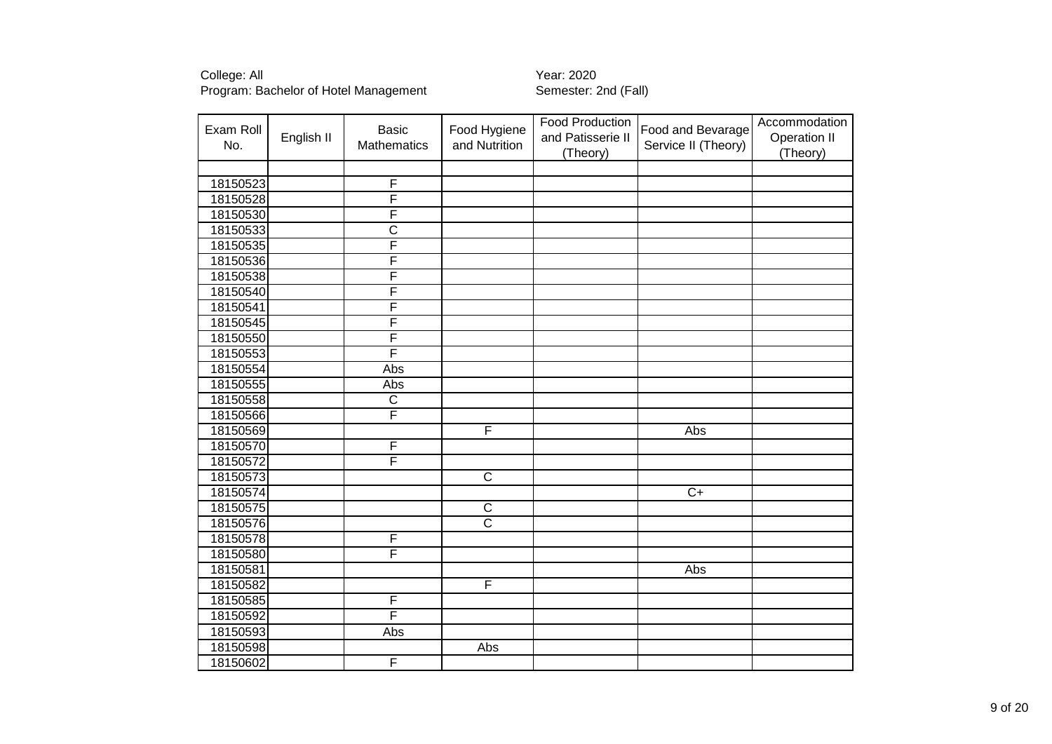College: All
Program: Bachelor of Hotel Management

Year: 2020
Semester: 2nd (Fall)

| Exam Roll No. | English II | Basic Mathematics | Food Hygiene and Nutrition | Food Production and Patisserie II (Theory) | Food and Bevarage Service II (Theory) | Accommodation Operation II (Theory) |
|---|---|---|---|---|---|---|
| | | | | | | |
| 18150523 | | F | | | | |
| 18150528 | | F | | | | |
| 18150530 | | F | | | | |
| 18150533 | | C | | | | |
| 18150535 | | F | | | | |
| 18150536 | | F | | | | |
| 18150538 | | F | | | | |
| 18150540 | | F | | | | |
| 18150541 | | F | | | | |
| 18150545 | | F | | | | |
| 18150550 | | F | | | | |
| 18150553 | | F | | | | |
| 18150554 | | Abs | | | | |
| 18150555 | | Abs | | | | |
| 18150558 | | C | | | | |
| 18150566 | | F | | | | |
| 18150569 | | | F | | Abs | |
| 18150570 | | F | | | | |
| 18150572 | | F | | | | |
| 18150573 | | | C | | | |
| 18150574 | | | | | C+ | |
| 18150575 | | | C | | | |
| 18150576 | | | C | | | |
| 18150578 | | F | | | | |
| 18150580 | | F | | | | |
| 18150581 | | | | | Abs | |
| 18150582 | | | F | | | |
| 18150585 | | F | | | | |
| 18150592 | | F | | | | |
| 18150593 | | Abs | | | | |
| 18150598 | | | Abs | | | |
| 18150602 | | F | | | | |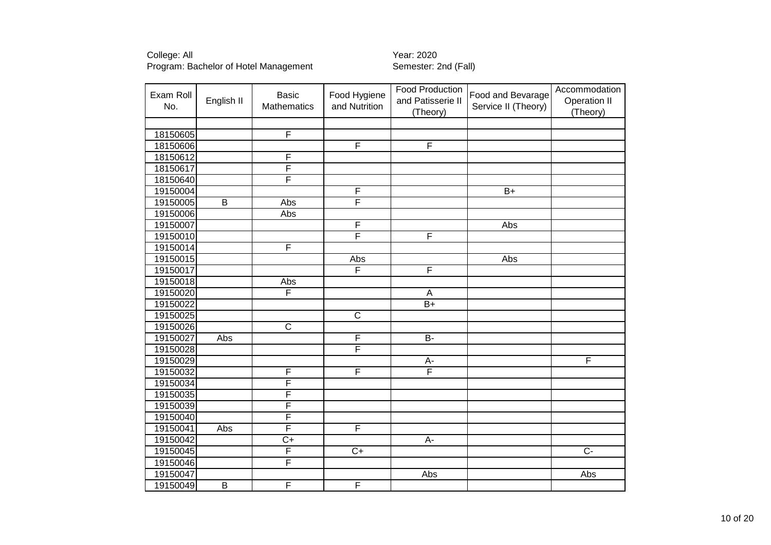College: All
Program: Bachelor of Hotel Management

Year: 2020
Semester: 2nd (Fall)

| Exam Roll No. | English II | Basic Mathematics | Food Hygiene and Nutrition | Food Production and Patisserie II (Theory) | Food and Bevarage Service II (Theory) | Accommodation Operation II (Theory) |
|---|---|---|---|---|---|---|
| | | | | | | |
| 18150605 | | F | | | | |
| 18150606 | | | F | F | | |
| 18150612 | | F | | | | |
| 18150617 | | F | | | | |
| 18150640 | | F | | | | |
| 19150004 | | | F | | B+ | |
| 19150005 | B | Abs | F | | | |
| 19150006 | | Abs | | | | |
| 19150007 | | | F | | Abs | |
| 19150010 | | | F | F | | |
| 19150014 | | F | | | | |
| 19150015 | | | Abs | | Abs | |
| 19150017 | | | F | F | | |
| 19150018 | | Abs | | | | |
| 19150020 | | F | | A | | |
| 19150022 | | | | B+ | | |
| 19150025 | | | C | | | |
| 19150026 | | C | | | | |
| 19150027 | Abs | | F | B- | | |
| 19150028 | | | F | | | |
| 19150029 | | | | A- | | F |
| 19150032 | | F | F | F | | |
| 19150034 | | F | | | | |
| 19150035 | | F | | | | |
| 19150039 | | F | | | | |
| 19150040 | | F | | | | |
| 19150041 | Abs | F | F | | | |
| 19150042 | | C+ | | A- | | |
| 19150045 | | F | C+ | | | C- |
| 19150046 | | F | | | | |
| 19150047 | | | | Abs | | Abs |
| 19150049 | B | F | F | | | |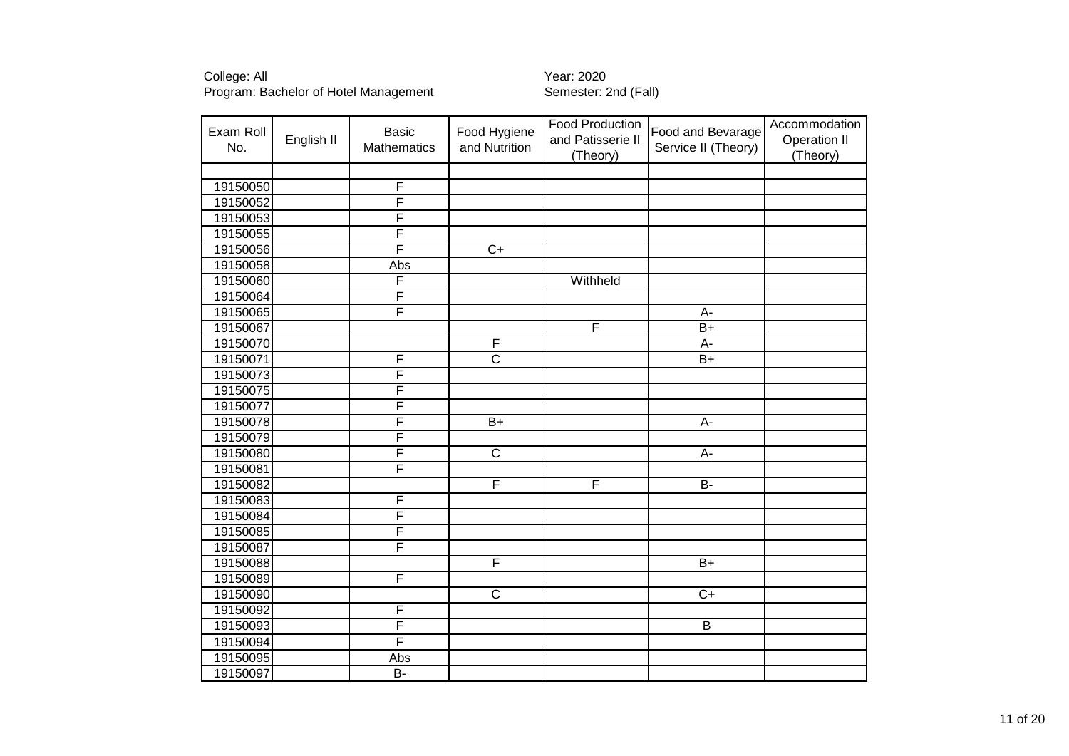College: All
Program: Bachelor of Hotel Management

Year: 2020
Semester: 2nd (Fall)

| Exam Roll No. | English II | Basic Mathematics | Food Hygiene and Nutrition | Food Production and Patisserie II (Theory) | Food and Bevarage Service II (Theory) | Accommodation Operation II (Theory) |
|---|---|---|---|---|---|---|
| | | | | | | |
| 19150050 | | F | | | | |
| 19150052 | | F | | | | |
| 19150053 | | F | | | | |
| 19150055 | | F | | | | |
| 19150056 | | F | C+ | | | |
| 19150058 | | Abs | | | | |
| 19150060 | | F | | Withheld | | |
| 19150064 | | F | | | | |
| 19150065 | | F | | | A- | |
| 19150067 | | | | F | B+ | |
| 19150070 | | | F | | A- | |
| 19150071 | | F | C | | B+ | |
| 19150073 | | F | | | | |
| 19150075 | | F | | | | |
| 19150077 | | F | | | | |
| 19150078 | | F | B+ | | A- | |
| 19150079 | | F | | | | |
| 19150080 | | F | C | | A- | |
| 19150081 | | F | | | | |
| 19150082 | | | F | F | B- | |
| 19150083 | | F | | | | |
| 19150084 | | F | | | | |
| 19150085 | | F | | | | |
| 19150087 | | F | | | | |
| 19150088 | | | F | | B+ | |
| 19150089 | | F | | | | |
| 19150090 | | | C | | C+ | |
| 19150092 | | F | | | | |
| 19150093 | | F | | | B | |
| 19150094 | | F | | | | |
| 19150095 | | Abs | | | | |
| 19150097 | | B- | | | | |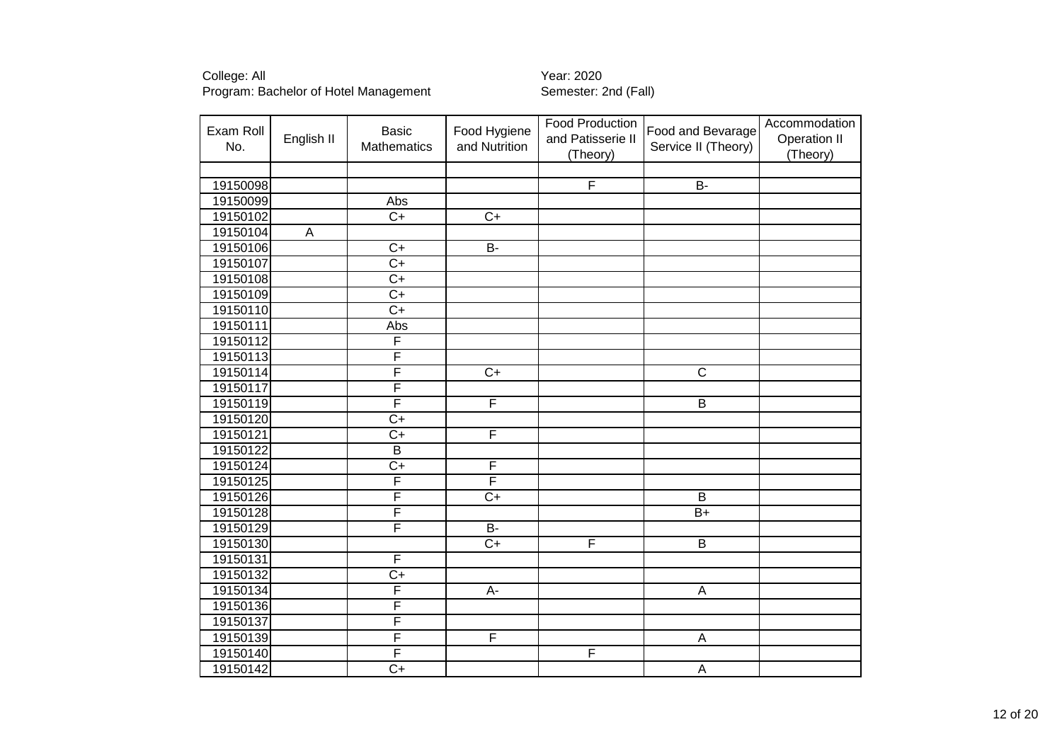College: All
Program: Bachelor of Hotel Management

Year: 2020
Semester: 2nd (Fall)

| Exam Roll No. | English II | Basic Mathematics | Food Hygiene and Nutrition | Food Production and Patisserie II (Theory) | Food and Bevarage Service II (Theory) | Accommodation Operation II (Theory) |
|---|---|---|---|---|---|---|
| | | | | | | |
| 19150098 | | | | F | B- | |
| 19150099 | | Abs | | | | |
| 19150102 | | C+ | C+ | | | |
| 19150104 | A | | | | | |
| 19150106 | | C+ | B- | | | |
| 19150107 | | C+ | | | | |
| 19150108 | | C+ | | | | |
| 19150109 | | C+ | | | | |
| 19150110 | | C+ | | | | |
| 19150111 | | Abs | | | | |
| 19150112 | | F | | | | |
| 19150113 | | F | | | | |
| 19150114 | | F | C+ | | C | |
| 19150117 | | F | | | | |
| 19150119 | | F | F | | B | |
| 19150120 | | C+ | | | | |
| 19150121 | | C+ | F | | | |
| 19150122 | | B | | | | |
| 19150124 | | C+ | F | | | |
| 19150125 | | F | F | | | |
| 19150126 | | F | C+ | | B | |
| 19150128 | | F | | | B+ | |
| 19150129 | | F | B- | | | |
| 19150130 | | | C+ | F | B | |
| 19150131 | | F | | | | |
| 19150132 | | C+ | | | | |
| 19150134 | | F | A- | | A | |
| 19150136 | | F | | | | |
| 19150137 | | F | | | | |
| 19150139 | | F | F | | A | |
| 19150140 | | F | | F | | |
| 19150142 | | C+ | | | A | |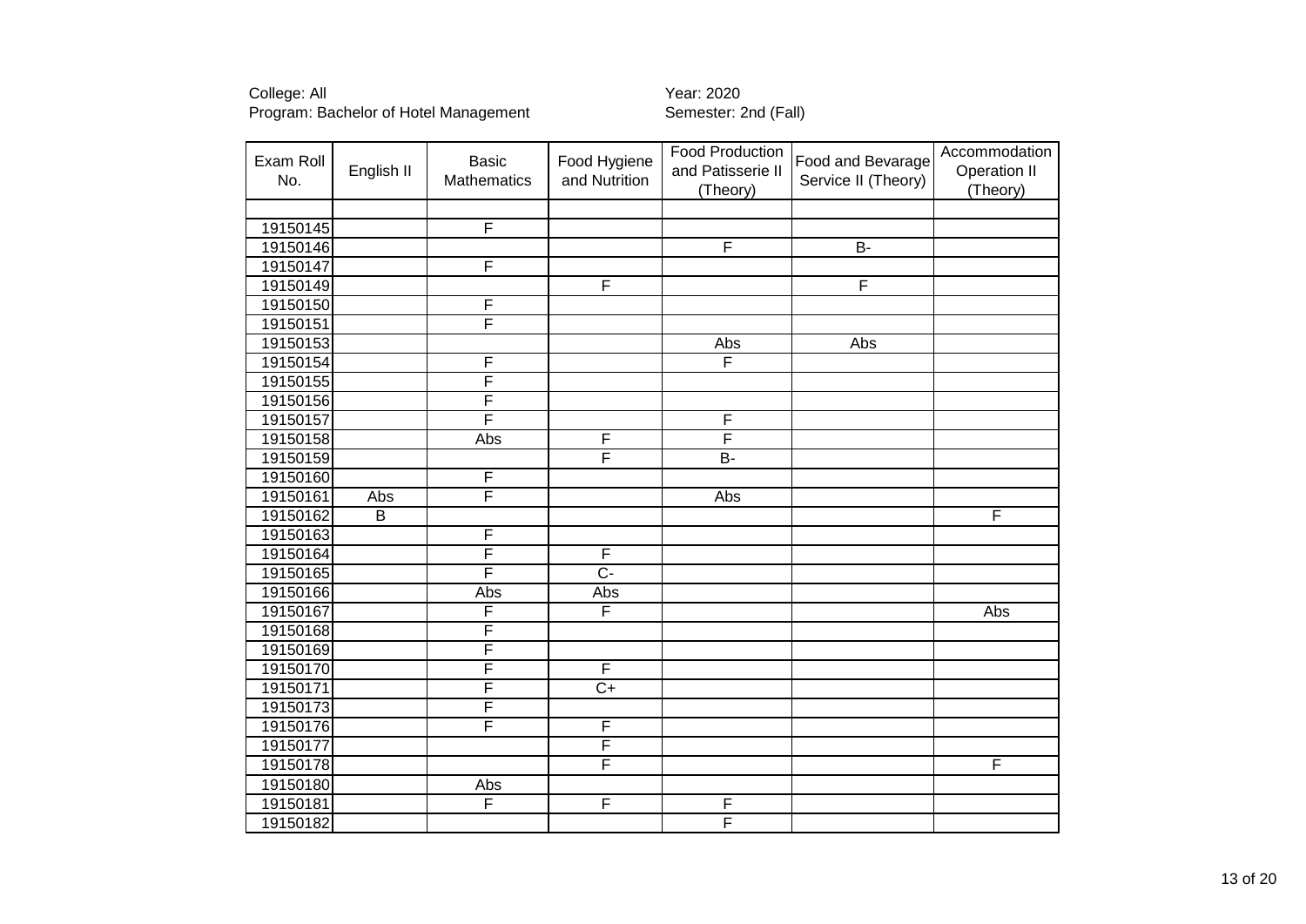College: All
Program: Bachelor of Hotel Management

Year: 2020
Semester: 2nd (Fall)

| Exam Roll No. | English II | Basic Mathematics | Food Hygiene and Nutrition | Food Production and Patisserie II (Theory) | Food and Bevarage Service II (Theory) | Accommodation Operation II (Theory) |
|---|---|---|---|---|---|---|
| | | | | | | |
| 19150145 | | F | | | | |
| 19150146 | | | | F | B- | |
| 19150147 | | F | | | | |
| 19150149 | | | F | | F | |
| 19150150 | | F | | | | |
| 19150151 | | F | | | | |
| 19150153 | | | | Abs | Abs | |
| 19150154 | | F | | F | | |
| 19150155 | | F | | | | |
| 19150156 | | F | | | | |
| 19150157 | | F | | F | | |
| 19150158 | | Abs | F | F | | |
| 19150159 | | | F | B- | | |
| 19150160 | | F | | | | |
| 19150161 | Abs | F | | Abs | | |
| 19150162 | B | | | | | F |
| 19150163 | | F | | | | |
| 19150164 | | F | F | | | |
| 19150165 | | F | C- | | | |
| 19150166 | | Abs | Abs | | | |
| 19150167 | | F | F | | | Abs |
| 19150168 | | F | | | | |
| 19150169 | | F | | | | |
| 19150170 | | F | F | | | |
| 19150171 | | F | C+ | | | |
| 19150173 | | F | | | | |
| 19150176 | | F | F | | | |
| 19150177 | | | F | | | |
| 19150178 | | | F | | | F |
| 19150180 | | Abs | | | | |
| 19150181 | | F | F | F | | |
| 19150182 | | | | F | | |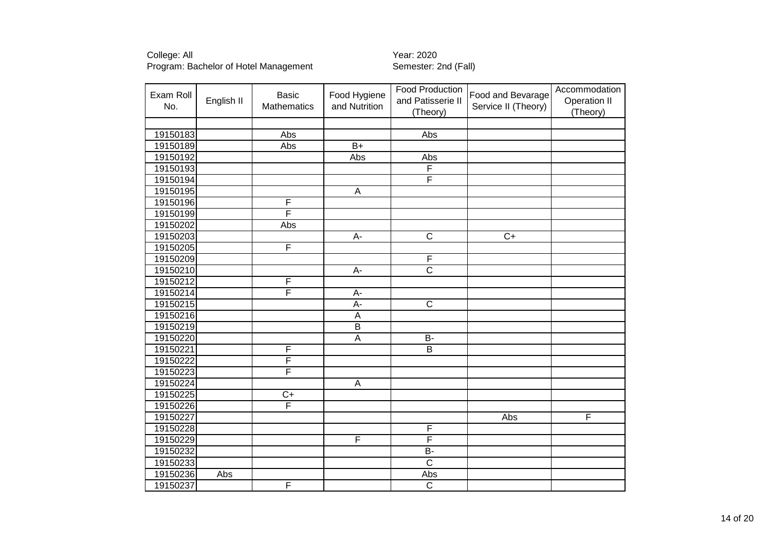College: All
Program: Bachelor of Hotel Management

Year: 2020
Semester: 2nd (Fall)

| Exam Roll No. | English II | Basic Mathematics | Food Hygiene and Nutrition | Food Production and Patisserie II (Theory) | Food and Bevarage Service II (Theory) | Accommodation Operation II (Theory) |
|---|---|---|---|---|---|---|
| | | | | | | |
| 19150183 | | Abs | | Abs | | |
| 19150189 | | Abs | B+ | | | |
| 19150192 | | | Abs | Abs | | |
| 19150193 | | | | F | | |
| 19150194 | | | | F | | |
| 19150195 | | | A | | | |
| 19150196 | | F | | | | |
| 19150199 | | F | | | | |
| 19150202 | | Abs | | | | |
| 19150203 | | | A- | C | C+ | |
| 19150205 | | F | | | | |
| 19150209 | | | | F | | |
| 19150210 | | | A- | C | | |
| 19150212 | | F | | | | |
| 19150214 | | F | A- | | | |
| 19150215 | | | A- | C | | |
| 19150216 | | | A | | | |
| 19150219 | | | B | | | |
| 19150220 | | | A | B- | | |
| 19150221 | | F | | B | | |
| 19150222 | | F | | | | |
| 19150223 | | F | | | | |
| 19150224 | | | A | | | |
| 19150225 | | C+ | | | | |
| 19150226 | | F | | | | |
| 19150227 | | | | | Abs | F |
| 19150228 | | | | F | | |
| 19150229 | | | F | F | | |
| 19150232 | | | | B- | | |
| 19150233 | | | | C | | |
| 19150236 | Abs | | | Abs | | |
| 19150237 | | F | | C | | |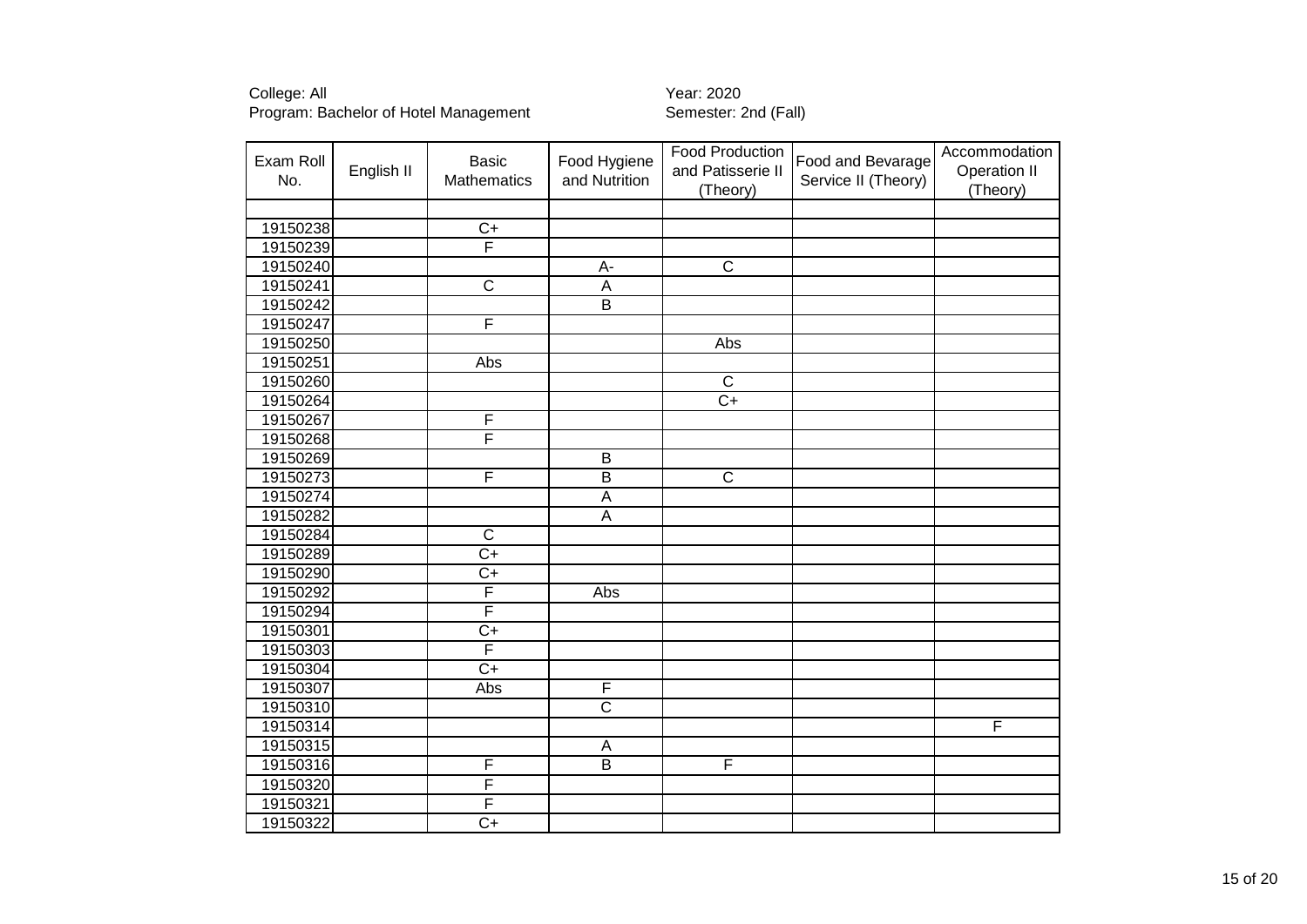College: All
Program: Bachelor of Hotel Management

Year: 2020
Semester: 2nd (Fall)

| Exam Roll No. | English II | Basic Mathematics | Food Hygiene and Nutrition | Food Production and Patisserie II (Theory) | Food and Bevarage Service II (Theory) | Accommodation Operation II (Theory) |
|---|---|---|---|---|---|---|
| | | | | | | |
| 19150238 | | C+ | | | | |
| 19150239 | | F | | | | |
| 19150240 | | | A- | C | | |
| 19150241 | | C | A | | | |
| 19150242 | | | B | | | |
| 19150247 | | F | | | | |
| 19150250 | | | | Abs | | |
| 19150251 | | Abs | | | | |
| 19150260 | | | | C | | |
| 19150264 | | | | C+ | | |
| 19150267 | | F | | | | |
| 19150268 | | F | | | | |
| 19150269 | | | B | | | |
| 19150273 | | F | B | C | | |
| 19150274 | | | A | | | |
| 19150282 | | | A | | | |
| 19150284 | | C | | | | |
| 19150289 | | C+ | | | | |
| 19150290 | | C+ | | | | |
| 19150292 | | F | Abs | | | |
| 19150294 | | F | | | | |
| 19150301 | | C+ | | | | |
| 19150303 | | F | | | | |
| 19150304 | | C+ | | | | |
| 19150307 | | Abs | F | | | |
| 19150310 | | | C | | | |
| 19150314 | | | | | | F |
| 19150315 | | | A | | | |
| 19150316 | | F | B | F | | |
| 19150320 | | F | | | | |
| 19150321 | | F | | | | |
| 19150322 | | C+ | | | | |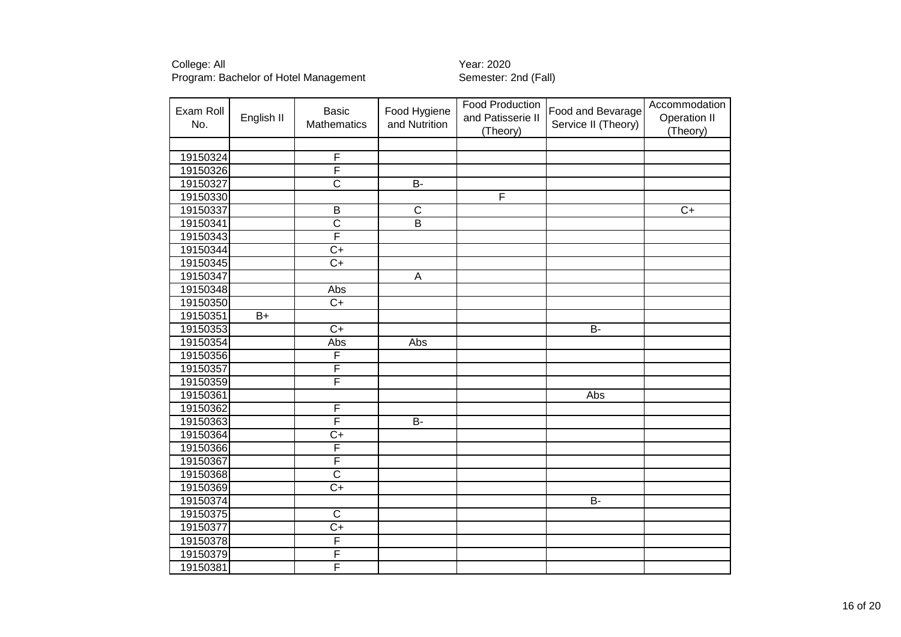College: All
Program: Bachelor of Hotel Management

Year: 2020
Semester: 2nd (Fall)

| Exam Roll No. | English II | Basic Mathematics | Food Hygiene and Nutrition | Food Production and Patisserie II (Theory) | Food and Bevarage Service II (Theory) | Accommodation Operation II (Theory) |
|---|---|---|---|---|---|---|
| | | | | | | |
| 19150324 | | F | | | | |
| 19150326 | | F | | | | |
| 19150327 | | C | B- | | | |
| 19150330 | | | | F | | |
| 19150337 | | B | C | | | C+ |
| 19150341 | | C | B | | | |
| 19150343 | | F | | | | |
| 19150344 | | C+ | | | | |
| 19150345 | | C+ | | | | |
| 19150347 | | | A | | | |
| 19150348 | | Abs | | | | |
| 19150350 | | C+ | | | | |
| 19150351 | B+ | | | | | |
| 19150353 | | C+ | | | B- | |
| 19150354 | | Abs | Abs | | | |
| 19150356 | | F | | | | |
| 19150357 | | F | | | | |
| 19150359 | | F | | | | |
| 19150361 | | | | | Abs | |
| 19150362 | | F | | | | |
| 19150363 | | F | B- | | | |
| 19150364 | | C+ | | | | |
| 19150366 | | F | | | | |
| 19150367 | | F | | | | |
| 19150368 | | C | | | | |
| 19150369 | | C+ | | | | |
| 19150374 | | | | | B- | |
| 19150375 | | C | | | | |
| 19150377 | | C+ | | | | |
| 19150378 | | F | | | | |
| 19150379 | | F | | | | |
| 19150381 | | F | | | | |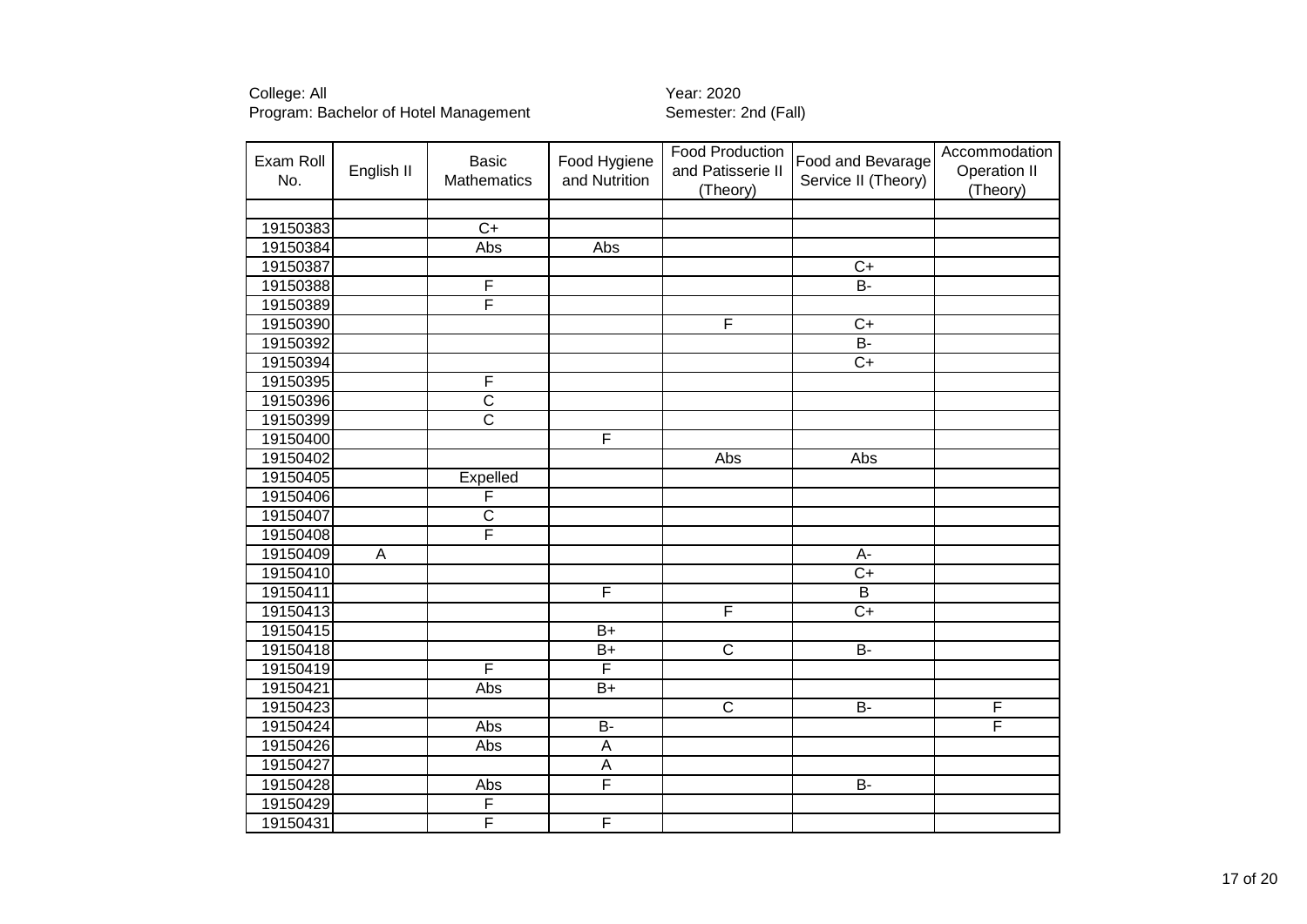College: All
Program: Bachelor of Hotel Management

Year: 2020
Semester: 2nd (Fall)

| Exam Roll No. | English II | Basic Mathematics | Food Hygiene and Nutrition | Food Production and Patisserie II (Theory) | Food and Bevarage Service II (Theory) | Accommodation Operation II (Theory) |
|---|---|---|---|---|---|---|
| | | | | | | |
| 19150383 | | C+ | | | | |
| 19150384 | | Abs | Abs | | | |
| 19150387 | | | | | C+ | |
| 19150388 | | F | | | B- | |
| 19150389 | | F | | | | |
| 19150390 | | | | F | C+ | |
| 19150392 | | | | | B- | |
| 19150394 | | | | | C+ | |
| 19150395 | | F | | | | |
| 19150396 | | C | | | | |
| 19150399 | | C | | | | |
| 19150400 | | | F | | | |
| 19150402 | | | | Abs | Abs | |
| 19150405 | | Expelled | | | | |
| 19150406 | | F | | | | |
| 19150407 | | C | | | | |
| 19150408 | | F | | | | |
| 19150409 | A | | | | A- | |
| 19150410 | | | | | C+ | |
| 19150411 | | | F | | B | |
| 19150413 | | | | F | C+ | |
| 19150415 | | | B+ | | | |
| 19150418 | | | B+ | C | B- | |
| 19150419 | | F | F | | | |
| 19150421 | | Abs | B+ | | | |
| 19150423 | | | | C | B- | F |
| 19150424 | | Abs | B- | | | F |
| 19150426 | | Abs | A | | | |
| 19150427 | | | A | | | |
| 19150428 | | Abs | F | | B- | |
| 19150429 | | F | | | | |
| 19150431 | | F | F | | | |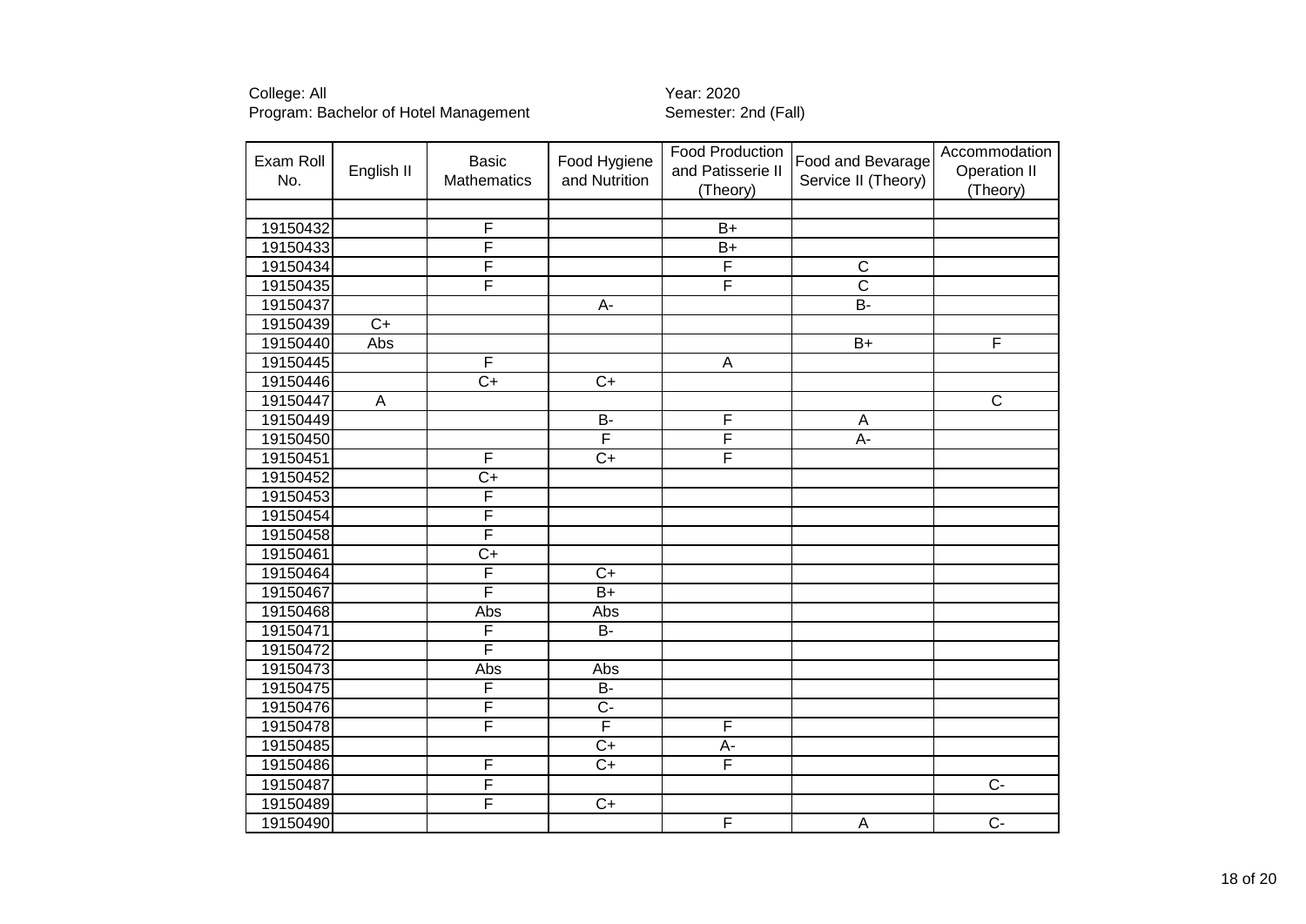College: All
Program: Bachelor of Hotel Management

Year: 2020
Semester: 2nd (Fall)

| Exam Roll No. | English II | Basic Mathematics | Food Hygiene and Nutrition | Food Production and Patisserie II (Theory) | Food and Bevarage Service II (Theory) | Accommodation Operation II (Theory) |
|---|---|---|---|---|---|---|
| | | | | | | |
| 19150432 | | F | | B+ | | |
| 19150433 | | F | | B+ | | |
| 19150434 | | F | | F | C | |
| 19150435 | | F | | F | C | |
| 19150437 | | | A- | | B- | |
| 19150439 | C+ | | | | | |
| 19150440 | Abs | | | | B+ | F |
| 19150445 | | F | | A | | |
| 19150446 | | C+ | C+ | | | |
| 19150447 | A | | | | | C |
| 19150449 | | | B- | F | A | |
| 19150450 | | | F | F | A- | |
| 19150451 | | F | C+ | F | | |
| 19150452 | | C+ | | | | |
| 19150453 | | F | | | | |
| 19150454 | | F | | | | |
| 19150458 | | F | | | | |
| 19150461 | | C+ | | | | |
| 19150464 | | F | C+ | | | |
| 19150467 | | F | B+ | | | |
| 19150468 | | Abs | Abs | | | |
| 19150471 | | F | B- | | | |
| 19150472 | | F | | | | |
| 19150473 | | Abs | Abs | | | |
| 19150475 | | F | B- | | | |
| 19150476 | | F | C- | | | |
| 19150478 | | F | F | F | | |
| 19150485 | | | C+ | A- | | |
| 19150486 | | F | C+ | F | | |
| 19150487 | | F | | | | C- |
| 19150489 | | F | C+ | | | |
| 19150490 | | | | F | A | C- |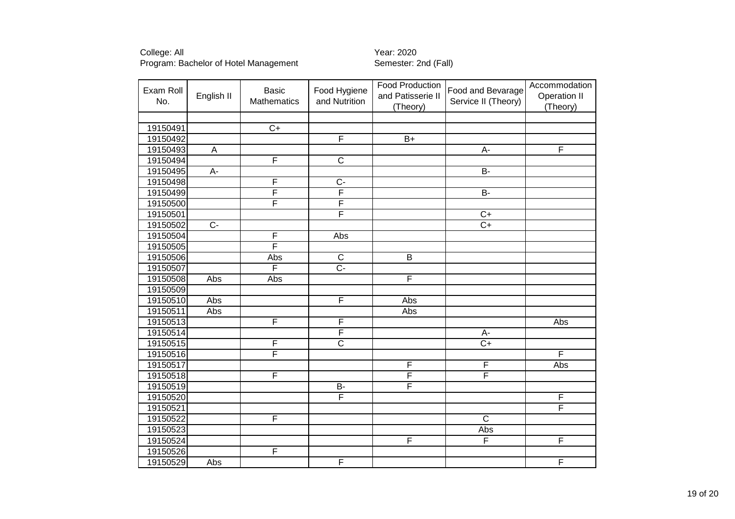College: All
Program: Bachelor of Hotel Management

Year: 2020
Semester: 2nd (Fall)

| Exam Roll No. | English II | Basic Mathematics | Food Hygiene and Nutrition | Food Production and Patisserie II (Theory) | Food and Bevarage Service II (Theory) | Accommodation Operation II (Theory) |
|---|---|---|---|---|---|---|
| | | | | | | |
| 19150491 | | C+ | | | | |
| 19150492 | | | F | B+ | | |
| 19150493 | A | | | | A- | F |
| 19150494 | | F | C | | | |
| 19150495 | A- | | | | B- | |
| 19150498 | | F | C- | | | |
| 19150499 | | F | F | | B- | |
| 19150500 | | F | F | | | |
| 19150501 | | | F | | C+ | |
| 19150502 | C- | | | | C+ | |
| 19150504 | | F | Abs | | | |
| 19150505 | | F | | | | |
| 19150506 | | Abs | C | B | | |
| 19150507 | | F | C- | | | |
| 19150508 | Abs | Abs | | F | | |
| 19150509 | | | | | | |
| 19150510 | Abs | | F | Abs | | |
| 19150511 | Abs | | | Abs | | |
| 19150513 | | F | F | | | Abs |
| 19150514 | | | F | | A- | |
| 19150515 | | F | C | | C+ | |
| 19150516 | | F | | | | F |
| 19150517 | | | | F | F | Abs |
| 19150518 | | F | | F | F | |
| 19150519 | | | B- | F | | |
| 19150520 | | | F | | | F |
| 19150521 | | | | | | F |
| 19150522 | | F | | | C | |
| 19150523 | | | | | Abs | |
| 19150524 | | | | F | F | F |
| 19150526 | | F | | | | |
| 19150529 | Abs | | F | | | F |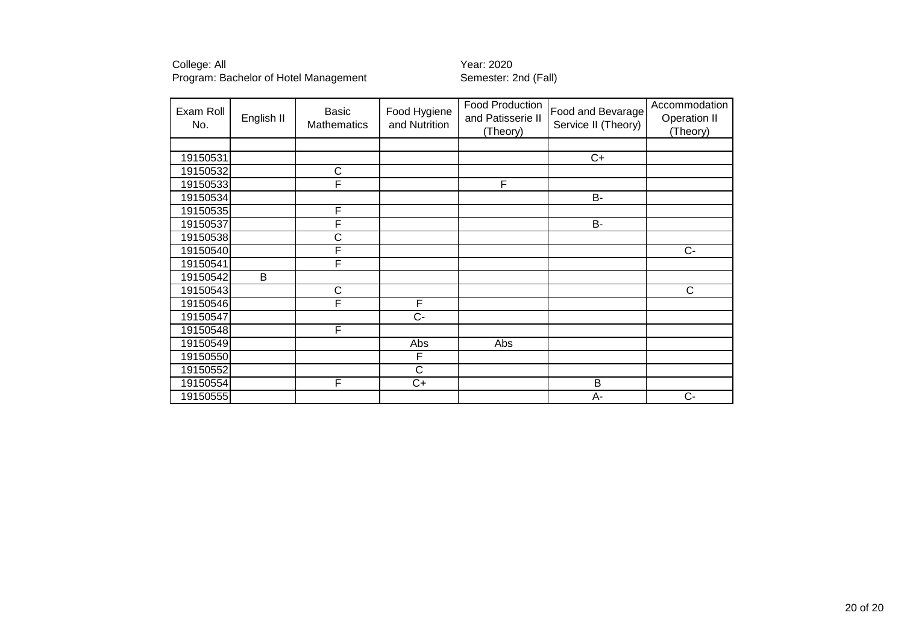College: All
Program: Bachelor of Hotel Management

Year: 2020
Semester: 2nd (Fall)

| Exam Roll No. | English II | Basic Mathematics | Food Hygiene and Nutrition | Food Production and Patisserie II (Theory) | Food and Bevarage Service II (Theory) | Accommodation Operation II (Theory) |
|---|---|---|---|---|---|---|
| | | | | | | |
| 19150531 | | | | | C+ | |
| 19150532 | | C | | | | |
| 19150533 | | F | | F | | |
| 19150534 | | | | | B- | |
| 19150535 | | F | | | | |
| 19150537 | | F | | | B- | |
| 19150538 | | C | | | | |
| 19150540 | | F | | | | C- |
| 19150541 | | F | | | | |
| 19150542 | B | | | | | |
| 19150543 | | C | | | | C |
| 19150546 | | F | F | | | |
| 19150547 | | | C- | | | |
| 19150548 | | F | | | | |
| 19150549 | | | Abs | Abs | | |
| 19150550 | | | F | | | |
| 19150552 | | | C | | | |
| 19150554 | | F | C+ | | B | |
| 19150555 | | | | | A- | C- |